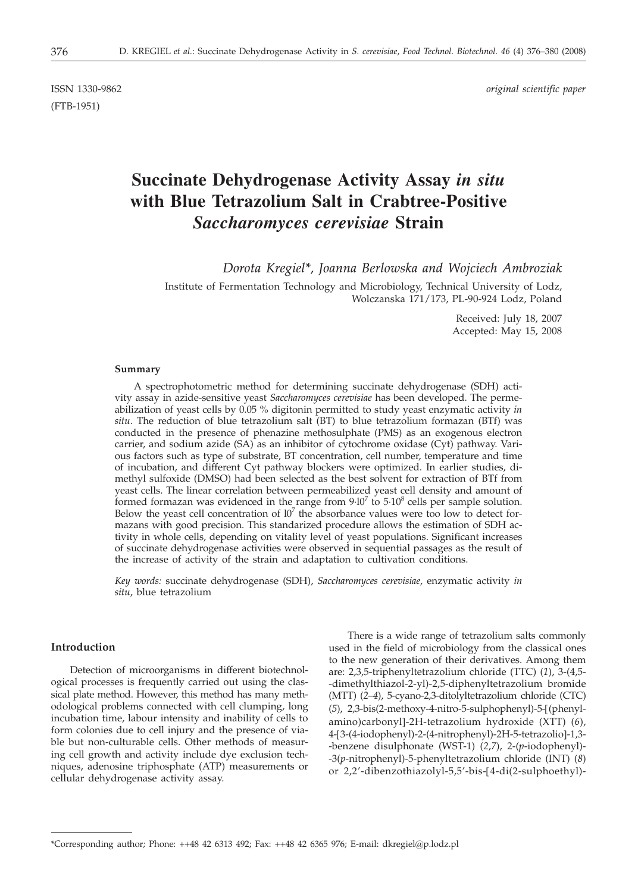ISSN 1330-9862 *original scientific paper*
(FTB-1951)

# Succinate Dehydrogenase Activity Assay *in situ* with Blue Tetrazolium Salt in Crabtree-Positive *Saccharomyces cerevisiae* Strain

*Dorota Kregiel\*, Joanna Berlowska and Wojciech Ambroziak*

Institute of Fermentation Technology and Microbiology, Technical University of Lodz, Wolczanska 171/173, PL-90-924 Lodz, Poland

Received: July 18, 2007
Accepted: May 15, 2008

#### Summary

A spectrophotometric method for determining succinate dehydrogenase (SDH) activity assay in azide-sensitive yeast *Saccharomyces cerevisiae* has been developed. The permeabilization of yeast cells by 0.05 % digitonin permitted to study yeast enzymatic activity *in situ*. The reduction of blue tetrazolium salt (BT) to blue tetrazolium formazan (BTf) was conducted in the presence of phenazine methosulphate (PMS) as an exogenous electron carrier, and sodium azide (SA) as an inhibitor of cytochrome oxidase (Cyt) pathway. Various factors such as type of substrate, BT concentration, cell number, temperature and time of incubation, and different Cyt pathway blockers were optimized. In earlier studies, dimethyl sulfoxide (DMSO) had been selected as the best solvent for extraction of BTf from yeast cells. The linear correlation between permeabilized yeast cell density and amount of formed formazan was evidenced in the range from $9\cdot10^7$ to $5\cdot10^8$ cells per sample solution. Below the yeast cell concentration of $10^7$ the absorbance values were too low to detect formazans with good precision. This standarized procedure allows the estimation of SDH activity in whole cells, depending on vitality level of yeast populations. Significant increases of succinate dehydrogenase activities were observed in sequential passages as the result of the increase of activity of the strain and adaptation to cultivation conditions.

*Key words:* succinate dehydrogenase (SDH), *Saccharomyces cerevisiae*, enzymatic activity *in situ*, blue tetrazolium

## Introduction

Detection of microorganisms in different biotechnological processes is frequently carried out using the classical plate method. However, this method has many methodological problems connected with cell clumping, long incubation time, labour intensity and inability of cells to form colonies due to cell injury and the presence of viable but non-culturable cells. Other methods of measuring cell growth and activity include dye exclusion techniques, adenosine triphosphate (ATP) measurements or cellular dehydrogenase activity assay.

There is a wide range of tetrazolium salts commonly used in the field of microbiology from the classical ones to the new generation of their derivatives. Among them are: 2,3,5-triphenyltetrazolium chloride (TTC) (*1*), 3-(4,5-dimethylthiazol-2-yl)-2,5-diphenyltetrazolium bromide (MTT) (*2–4*), 5-cyano-2,3-ditolyltetrazolium chloride (CTC) (*5*), 2,3-bis(2-methoxy-4-nitro-5-sulphophenyl)-5-[(phenylamino)carbonyl]-2H-tetrazolium hydroxide (XTT) (*6*), 4-[3-(4-iodophenyl)-2-(4-nitrophenyl)-2H-5-tetrazolio]-1,3-benzene disulphonate (WST-1) (*2,7*), 2-(*p*-iodophenyl)-3(*p*-nitrophenyl)-5-phenyltetrazolium chloride (INT) (*8*) or 2,2′-dibenzothiazolyl-5,5′-bis-[4-di(2-sulphoethyl)-

---

\*Corresponding author; Phone: ++48 42 6313 492; Fax: ++48 42 6365 976; E-mail: dkregiel@p.lodz.pl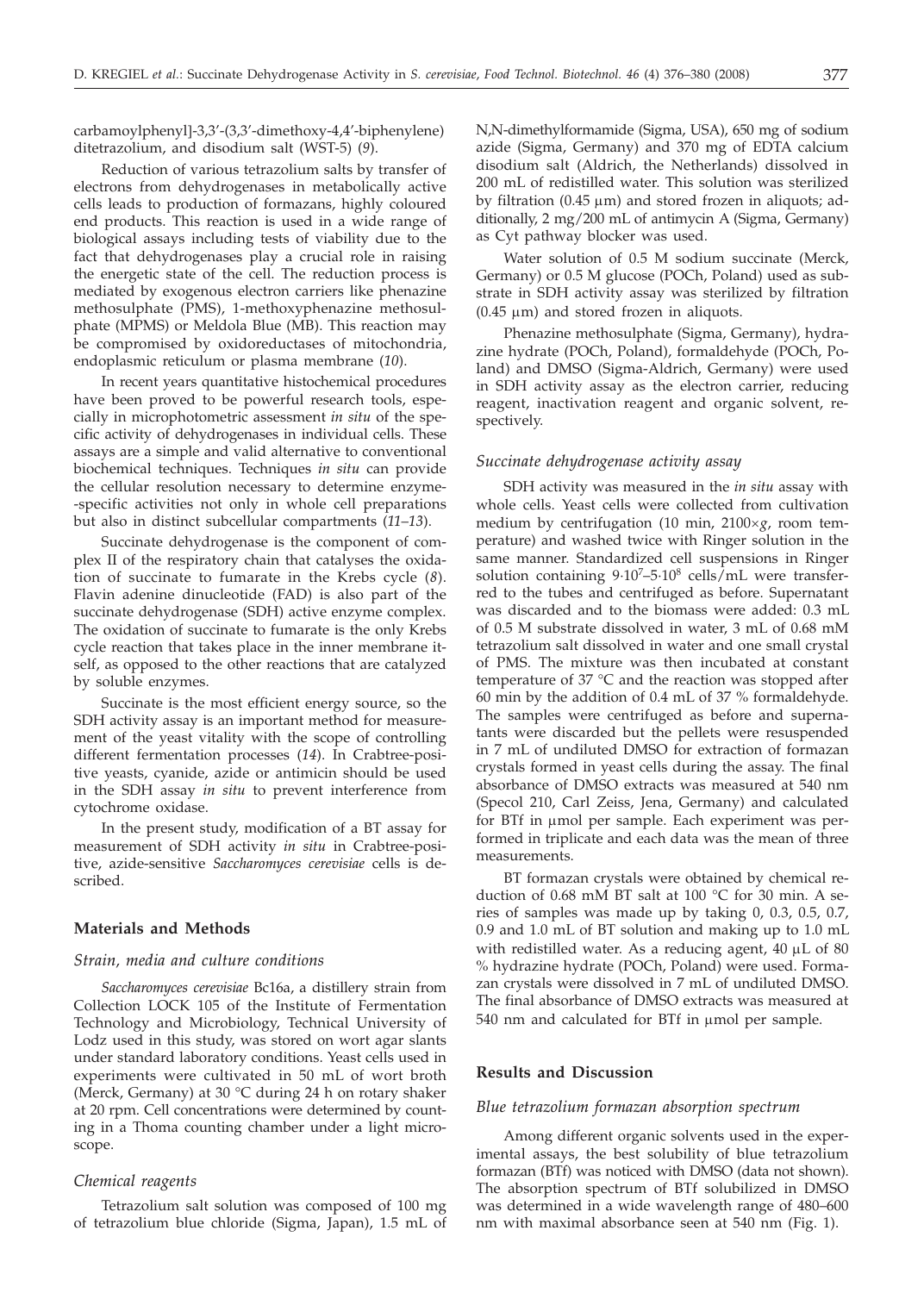carbamoylphenyl]-3,3'-(3,3'-dimethoxy-4,4'-biphenylene) ditetrazolium, and disodium salt (WST-5) (*9*).

Reduction of various tetrazolium salts by transfer of electrons from dehydrogenases in metabolically active cells leads to production of formazans, highly coloured end products. This reaction is used in a wide range of biological assays including tests of viability due to the fact that dehydrogenases play a crucial role in raising the energetic state of the cell. The reduction process is mediated by exogenous electron carriers like phenazine methosulphate (PMS), 1-methoxyphenazine methosulphate (MPMS) or Meldola Blue (MB). This reaction may be compromised by oxidoreductases of mitochondria, endoplasmic reticulum or plasma membrane (*10*).

In recent years quantitative histochemical procedures have been proved to be powerful research tools, especially in microphotometric assessment *in situ* of the specific activity of dehydrogenases in individual cells. These assays are a simple and valid alternative to conventional biochemical techniques. Techniques *in situ* can provide the cellular resolution necessary to determine enzyme-specific activities not only in whole cell preparations but also in distinct subcellular compartments (*11–13*).

Succinate dehydrogenase is the component of complex II of the respiratory chain that catalyses the oxidation of succinate to fumarate in the Krebs cycle (*8*). Flavin adenine dinucleotide (FAD) is also part of the succinate dehydrogenase (SDH) active enzyme complex. The oxidation of succinate to fumarate is the only Krebs cycle reaction that takes place in the inner membrane itself, as opposed to the other reactions that are catalyzed by soluble enzymes.

Succinate is the most efficient energy source, so the SDH activity assay is an important method for measurement of the yeast vitality with the scope of controlling different fermentation processes (*14*). In Crabtree-positive yeasts, cyanide, azide or antimicin should be used in the SDH assay *in situ* to prevent interference from cytochrome oxidase.

In the present study, modification of a BT assay for measurement of SDH activity *in situ* in Crabtree-positive, azide-sensitive *Saccharomyces cerevisiae* cells is described.

## Materials and Methods

### *Strain, media and culture conditions*

*Saccharomyces cerevisiae* Bc16a, a distillery strain from Collection LOCK 105 of the Institute of Fermentation Technology and Microbiology, Technical University of Lodz used in this study, was stored on wort agar slants under standard laboratory conditions. Yeast cells used in experiments were cultivated in 50 mL of wort broth (Merck, Germany) at 30 °C during 24 h on rotary shaker at 20 rpm. Cell concentrations were determined by counting in a Thoma counting chamber under a light microscope.

### *Chemical reagents*

Tetrazolium salt solution was composed of 100 mg of tetrazolium blue chloride (Sigma, Japan), 1.5 mL of N,N-dimethylformamide (Sigma, USA), 650 mg of sodium azide (Sigma, Germany) and 370 mg of EDTA calcium disodium salt (Aldrich, the Netherlands) dissolved in 200 mL of redistilled water. This solution was sterilized by filtration (0.45 μm) and stored frozen in aliquots; additionally, 2 mg/200 mL of antimycin A (Sigma, Germany) as Cyt pathway blocker was used.

Water solution of 0.5 M sodium succinate (Merck, Germany) or 0.5 M glucose (POCh, Poland) used as substrate in SDH activity assay was sterilized by filtration (0.45 μm) and stored frozen in aliquots.

Phenazine methosulphate (Sigma, Germany), hydrazine hydrate (POCh, Poland), formaldehyde (POCh, Poland) and DMSO (Sigma-Aldrich, Germany) were used in SDH activity assay as the electron carrier, reducing reagent, inactivation reagent and organic solvent, respectively.

### *Succinate dehydrogenase activity assay*

SDH activity was measured in the *in situ* assay with whole cells. Yeast cells were collected from cultivation medium by centrifugation (10 min, 2100×*g*, room temperature) and washed twice with Ringer solution in the same manner. Standardized cell suspensions in Ringer solution containing $9\cdot10^7$–$5\cdot10^8$ cells/mL were transferred to the tubes and centrifuged as before. Supernatant was discarded and to the biomass were added: 0.3 mL of 0.5 M substrate dissolved in water, 3 mL of 0.68 mM tetrazolium salt dissolved in water and one small crystal of PMS. The mixture was then incubated at constant temperature of 37 °C and the reaction was stopped after 60 min by the addition of 0.4 mL of 37 % formaldehyde. The samples were centrifuged as before and supernatants were discarded but the pellets were resuspended in 7 mL of undiluted DMSO for extraction of formazan crystals formed in yeast cells during the assay. The final absorbance of DMSO extracts was measured at 540 nm (Specol 210, Carl Zeiss, Jena, Germany) and calculated for BTf in μmol per sample. Each experiment was performed in triplicate and each data was the mean of three measurements.

BT formazan crystals were obtained by chemical reduction of 0.68 mM BT salt at 100 °C for 30 min. A series of samples was made up by taking 0, 0.3, 0.5, 0.7, 0.9 and 1.0 mL of BT solution and making up to 1.0 mL with redistilled water. As a reducing agent, 40 μL of 80 % hydrazine hydrate (POCh, Poland) were used. Formazan crystals were dissolved in 7 mL of undiluted DMSO. The final absorbance of DMSO extracts was measured at 540 nm and calculated for BTf in μmol per sample.

## Results and Discussion

### *Blue tetrazolium formazan absorption spectrum*

Among different organic solvents used in the experimental assays, the best solubility of blue tetrazolium formazan (BTf) was noticed with DMSO (data not shown). The absorption spectrum of BTf solubilized in DMSO was determined in a wide wavelength range of 480–600 nm with maximal absorbance seen at 540 nm (Fig. 1).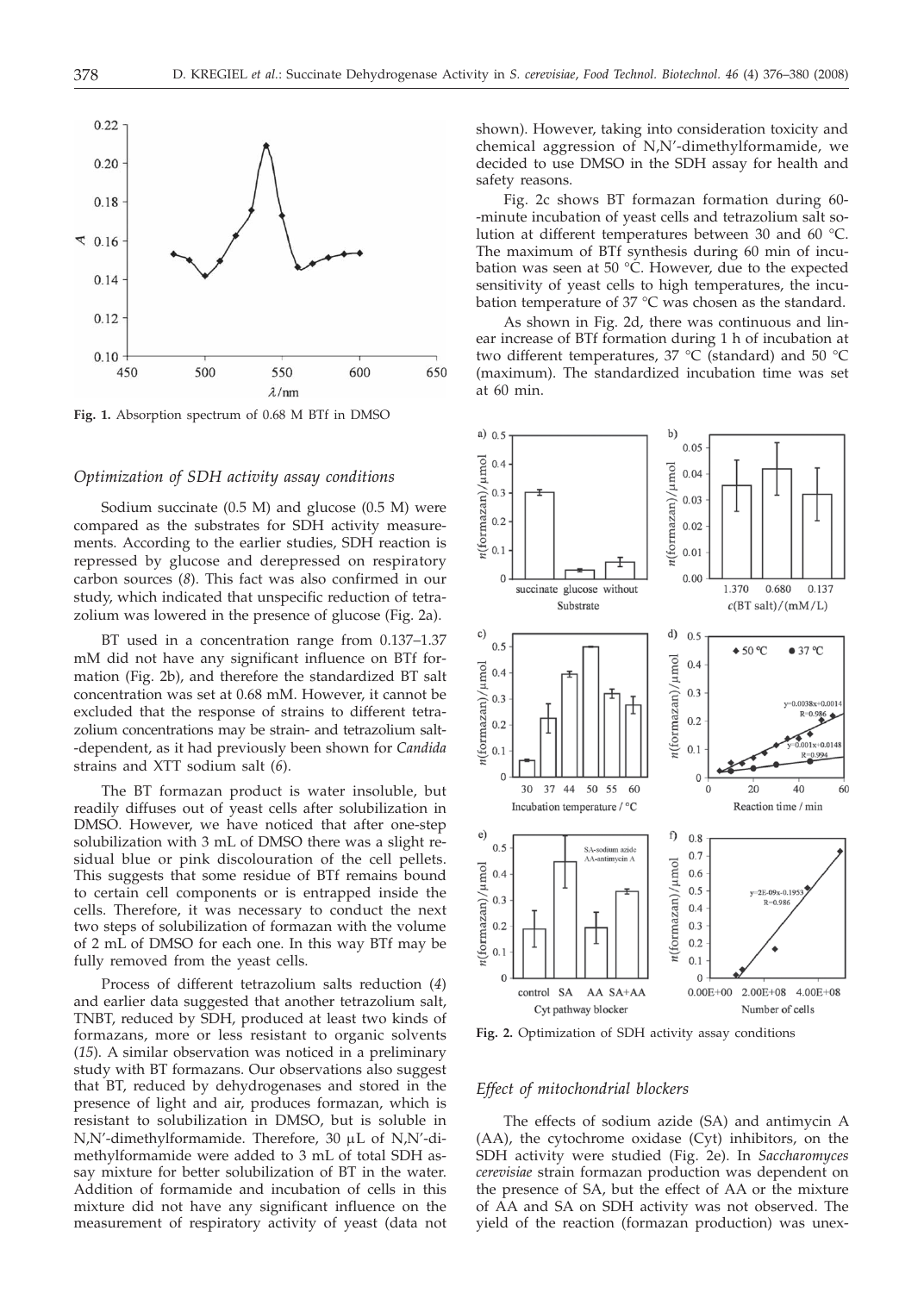Fig. 1. Absorption spectrum of 0.68 M BTf in DMSO

### Optimization of SDH activity assay conditions

Sodium succinate (0.5 M) and glucose (0.5 M) were compared as the substrates for SDH activity measurements. According to the earlier studies, SDH reaction is repressed by glucose and derepressed on respiratory carbon sources (*8*). This fact was also confirmed in our study, which indicated that unspecific reduction of tetrazolium was lowered in the presence of glucose (Fig. 2a).

BT used in a concentration range from 0.137–1.37 mM did not have any significant influence on BTf formation (Fig. 2b), and therefore the standardized BT salt concentration was set at 0.68 mM. However, it cannot be excluded that the response of strains to different tetrazolium concentrations may be strain- and tetrazolium salt-dependent, as it had previously been shown for *Candida* strains and XTT sodium salt (*6*).

The BT formazan product is water insoluble, but readily diffuses out of yeast cells after solubilization in DMSO. However, we have noticed that after one-step solubilization with 3 mL of DMSO there was a slight residual blue or pink discolouration of the cell pellets. This suggests that some residue of BTf remains bound to certain cell components or is entrapped inside the cells. Therefore, it was necessary to conduct the next two steps of solubilization of formazan with the volume of 2 mL of DMSO for each one. In this way BTf may be fully removed from the yeast cells.

Process of different tetrazolium salts reduction (*4*) and earlier data suggested that another tetrazolium salt, TNBT, reduced by SDH, produced at least two kinds of formazans, more or less resistant to organic solvents (*15*). A similar observation was noticed in a preliminary study with BT formazans. Our observations also suggest that BT, reduced by dehydrogenases and stored in the presence of light and air, produces formazan, which is resistant to solubilization in DMSO, but is soluble in N,N'-dimethylformamide. Therefore, 30 μL of N,N'-dimethylformamide were added to 3 mL of total SDH assay mixture for better solubilization of BT in the water. Addition of formamide and incubation of cells in this mixture did not have any significant influence on the measurement of respiratory activity of yeast (data not shown). However, taking into consideration toxicity and chemical aggression of N,N'-dimethylformamide, we decided to use DMSO in the SDH assay for health and safety reasons.

Fig. 2c shows BT formazan formation during 60-minute incubation of yeast cells and tetrazolium salt solution at different temperatures between 30 and 60 °C. The maximum of BTf synthesis during 60 min of incubation was seen at 50 °C. However, due to the expected sensitivity of yeast cells to high temperatures, the incubation temperature of 37 °C was chosen as the standard.

As shown in Fig. 2d, there was continuous and linear increase of BTf formation during 1 h of incubation at two different temperatures, 37 °C (standard) and 50 °C (maximum). The standardized incubation time was set at 60 min.

Fig. 2. Optimization of SDH activity assay conditions

### Effect of mitochondrial blockers

The effects of sodium azide (SA) and antimycin A (AA), the cytochrome oxidase (Cyt) inhibitors, on the SDH activity were studied (Fig. 2e). In *Saccharomyces cerevisiae* strain formazan production was dependent on the presence of SA, but the effect of AA or the mixture of AA and SA on SDH activity was not observed. The yield of the reaction (formazan production) was unex-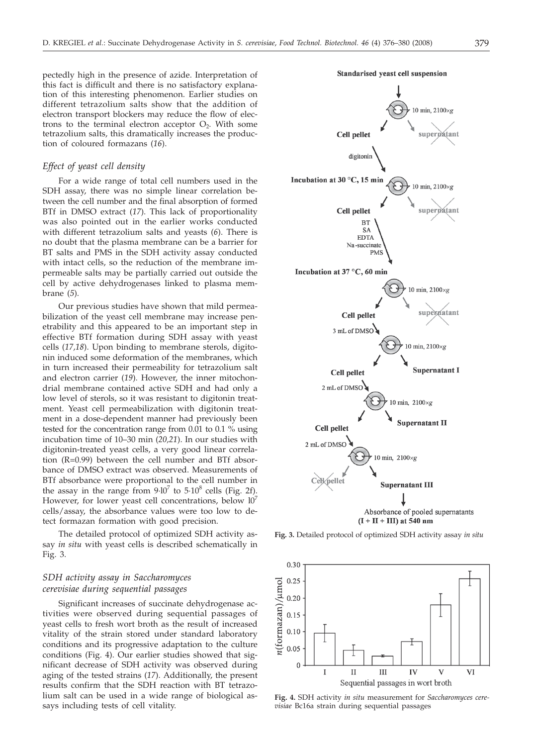pectedly high in the presence of azide. Interpretation of this fact is difficult and there is no satisfactory explanation of this interesting phenomenon. Earlier studies on different tetrazolium salts show that the addition of electron transport blockers may reduce the flow of electrons to the terminal electron acceptor $O_2$. With some tetrazolium salts, this dramatically increases the production of coloured formazans (*16*).

### *Effect of yeast cell density*

For a wide range of total cell numbers used in the SDH assay, there was no simple linear correlation between the cell number and the final absorption of formed BTf in DMSO extract (*17*). This lack of proportionality was also pointed out in the earlier works conducted with different tetrazolium salts and yeasts (*6*). There is no doubt that the plasma membrane can be a barrier for BT salts and PMS in the SDH activity assay conducted with intact cells, so the reduction of the membrane impermeable salts may be partially carried out outside the cell by active dehydrogenases linked to plasma membrane (*5*).

Our previous studies have shown that mild permeabilization of the yeast cell membrane may increase penetrability and this appeared to be an important step in effective BTf formation during SDH assay with yeast cells (*17,18*). Upon binding to membrane sterols, digitonin induced some deformation of the membranes, which in turn increased their permeability for tetrazolium salt and electron carrier (*19*). However, the inner mitochondrial membrane contained active SDH and had only a low level of sterols, so it was resistant to digitonin treatment. Yeast cell permeabilization with digitonin treatment in a dose-dependent manner had previously been tested for the concentration range from 0.01 to 0.1 % using incubation time of 10–30 min (*20,21*). In our studies with digitonin-treated yeast cells, a very good linear correlation (R=0.99) between the cell number and BTf absorbance of DMSO extract was observed. Measurements of BTf absorbance were proportional to the cell number in the assay in the range from $9\cdot10^7$ to $5\cdot10^8$ cells (Fig. 2f). However, for lower yeast cell concentrations, below $10^7$ cells/assay, the absorbance values were too low to detect formazan formation with good precision.

The detailed protocol of optimized SDH activity assay *in situ* with yeast cells is described schematically in Fig. 3.

### *SDH activity assay in Saccharomyces cerevisiae during sequential passages*

Significant increases of succinate dehydrogenase activities were observed during sequential passages of yeast cells to fresh wort broth as the result of increased vitality of the strain stored under standard laboratory conditions and its progressive adaptation to the culture conditions (Fig. 4). Our earlier studies showed that significant decrease of SDH activity was observed during aging of the tested strains (*17*). Additionally, the present results confirm that the SDH reaction with BT tetrazolium salt can be used in a wide range of biological assays including tests of cell vitality.

**Fig. 3.** Detailed protocol of optimized SDH activity assay *in situ*

**Fig. 4.** SDH activity *in situ* measurement for *Saccharomyces cerevisiae* Bc16a strain during sequential passages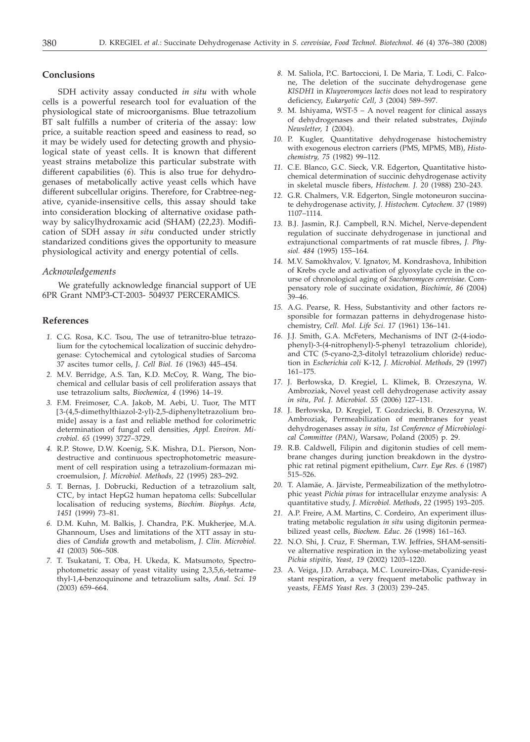## Conclusions

SDH activity assay conducted *in situ* with whole cells is a powerful research tool for evaluation of the physiological state of microorganisms. Blue tetrazolium BT salt fulfills a number of criteria of the assay: low price, a suitable reaction speed and easiness to read, so it may be widely used for detecting growth and physiological state of yeast cells. It is known that different yeast strains metabolize this particular substrate with different capabilities (*6*). This is also true for dehydrogenases of metabolically active yeast cells which have different subcellular origins. Therefore, for Crabtree-negative, cyanide-insensitive cells, this assay should take into consideration blocking of alternative oxidase pathway by salicylhydroxamic acid (SHAM) (*22,23*). Modification of SDH assay *in situ* conducted under strictly standarized conditions gives the opportunity to measure physiological activity and energy potential of cells.

### *Acknowledgements*

We gratefully acknowledge financial support of UE 6PR Grant NMP3-CT-2003- 504937 PERCERAMICS.

## References

*1.* C.G. Rosa, K.C. Tsou, The use of tetranitro-blue tetrazolium for the cytochemical localization of succinic dehydrogenase: Cytochemical and cytological studies of Sarcoma 37 ascites tumor cells, *J. Cell Biol. 16* (1963) 445–454.

*2.* M.V. Berridge, A.S. Tan, K.D. McCoy, R. Wang, The biochemical and cellular basis of cell proliferation assays that use tetrazolium salts, *Biochemica*, *4* (1996) 14–19.

*3.* F.M. Freimoser, C.A. Jakob, M. Aebi, U. Tuor, The MTT [3-(4,5-dimethylthiazol-2-yl)-2,5-diphenyltetrazolium bromide] assay is a fast and reliable method for colorimetric determination of fungal cell densities, *Appl. Environ. Microbiol. 65* (1999) 3727–3729.

*4.* R.P. Stowe, D.W. Koenig, S.K. Mishra, D.L. Pierson, Nondestructive and continuous spectrophotometric measurement of cell respiration using a tetrazolium-formazan microemulsion, *J. Microbiol. Methods, 22* (1995) 283–292.

*5.* T. Bernas, J. Dobrucki, Reduction of a tetrazolium salt, CTC, by intact HepG2 human hepatoma cells: Subcellular localisation of reducing systems, *Biochim. Biophys. Acta, 1451* (1999) 73–81.

*6.* D.M. Kuhn, M. Balkis, J. Chandra, P.K. Mukherjee, M.A. Ghannoum, Uses and limitations of the XTT assay in studies of *Candida* growth and metabolism, *J. Clin. Microbiol. 41* (2003) 506–508.

*7.* T. Tsukatani, T. Oba, H. Ukeda, K. Matsumoto, Spectrophotometric assay of yeast vitality using 2,3,5,6,-tetramethyl-1,4-benzoquinone and tetrazolium salts, *Anal. Sci. 19* (2003) 659–664.

*8.* M. Saliola, P.C. Bartoccioni, I. De Maria, T. Lodi, C. Falcone, The deletion of the succinate dehydrogenase gene *KlSDH1* in *Kluyveromyces lactis* does not lead to respiratory deficiency, *Eukaryotic Cell, 3* (2004) 589–597.

*9.* M. Ishiyama, WST-5 – A novel reagent for clinical assays of dehydrogenases and their related substrates, *Dojindo Newsletter, 1* (2004).

*10.* P. Kugler, Quantitative dehydrogenase histochemistry with exogenous electron carriers (PMS, MPMS, MB), *Histochemistry, 75* (1982) 99–112.

*11.* C.E. Blanco, G.C. Sieck, V.R. Edgerton, Quantitative histochemical determination of succinic dehydrogenase activity in skeletal muscle fibers, *Histochem. J. 20* (1988) 230–243.

*12.* G.R. Chalmers, V.R. Edgerton, Single motoneuron succinate dehydrogenase activity, *J. Histochem. Cytochem. 37* (1989) 1107–1114.

*13.* B.J. Jasmin, R.J. Campbell, R.N. Michel, Nerve-dependent regulation of succinate dehydrogenase in junctional and extrajunctional compartments of rat muscle fibres, *J. Physiol. 484* (1995) 155–164.

*14.* M.V. Samokhvalov, V. Ignatov, M. Kondrashova, Inhibition of Krebs cycle and activation of glyoxylate cycle in the course of chronological aging of *Saccharomyces cerevisiae*. Compensatory role of succinate oxidation, *Biochimie, 86* (2004) 39–46.

*15.* A.G. Pearse, R. Hess, Substantivity and other factors responsible for formazan patterns in dehydrogenase histochemistry, *Cell. Mol. Life Sci. 17* (1961) 136–141.

*16.* J.J. Smith, G.A. McFeters, Mechanisms of INT (2-(4-iodophenyl)-3-(4-nitrophenyl)-5-phenyl tetrazolium chloride), and CTC (5-cyano-2,3-ditolyl tetrazolium chloride) reduction in *Escherichia coli* K-12, *J. Microbiol. Methods*, 29 (1997) 161–175.

*17.* J. Berłowska, D. Kregiel, L. Klimek, B. Orzeszyna, W. Ambroziak, Novel yeast cell dehydrogenase activity assay *in situ*, *Pol. J. Microbiol. 55* (2006) 127–131.

*18.* J. Berłowska, D. Kregiel, T. Gozdziecki, B. Orzeszyna, W. Ambroziak, Permeabilization of membranes for yeast dehydrogenases assay *in situ, 1st Conference of Microbiological Committee (PAN)*, Warsaw, Poland (2005) p. 29.

*19.* R.B. Caldwell, Filipin and digitonin studies of cell membrane changes during junction breakdown in the dystrophic rat retinal pigment epithelium, *Curr. Eye Res. 6* (1987) 515–526.

*20.* T. Alamäe, A. Järviste, Permeabilization of the methylotrophic yeast *Pichia pinus* for intracellular enzyme analysis: A quantitative study, *J. Microbiol. Methods*, *22* (1995) 193–205.

*21.* A.P. Freire, A.M. Martins, C. Cordeiro, An experiment illustrating metabolic regulation *in situ* using digitonin permeabilized yeast cells, *Biochem. Educ. 26* (1998) 161–163.

*22.* N.O. Shi, J. Cruz, F. Sherman, T.W. Jeffries, SHAM-sensitive alternative respiration in the xylose-metabolizing yeast *Pichia stipitis*, *Yeast*, *19* (2002) 1203–1220.

*23.* A. Veiga, J.D. Arrabaça, M.C. Loureiro-Dias, Cyanide-resistant respiration, a very frequent metabolic pathway in yeasts, *FEMS Yeast Res*. *3* (2003) 239–245.